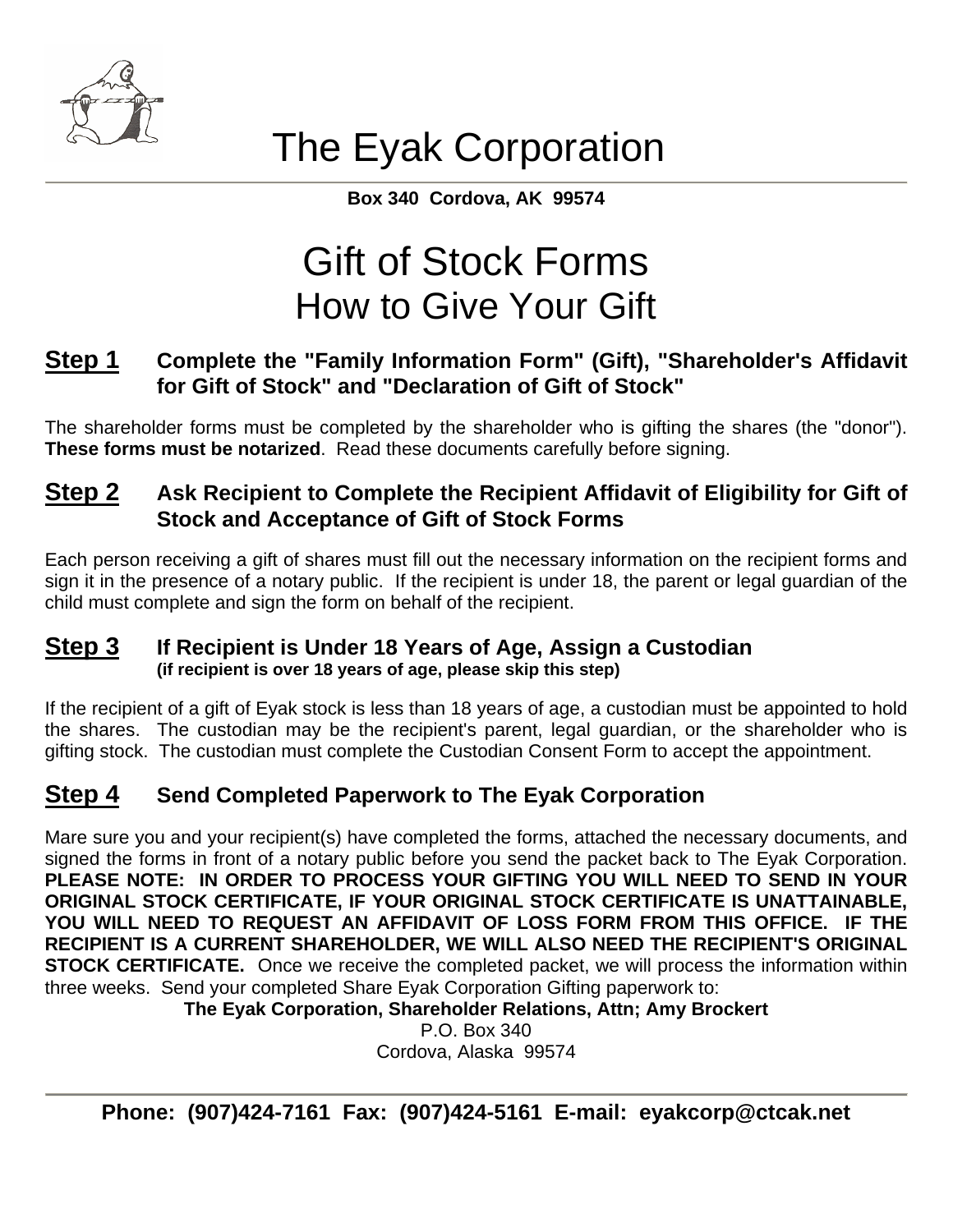# The Eyak Corporation

**Box 340 Cordova, AK 99574**

# Gift of Stock Forms
## How to Give Your Gift

### Step 1 Complete the "Family Information Form" (Gift), "Shareholder's Affidavit for Gift of Stock" and "Declaration of Gift of Stock"

The shareholder forms must be completed by the shareholder who is gifting the shares (the "donor"). **These forms must be notarized**. Read these documents carefully before signing.

### Step 2 Ask Recipient to Complete the Recipient Affidavit of Eligibility for Gift of Stock and Acceptance of Gift of Stock Forms

Each person receiving a gift of shares must fill out the necessary information on the recipient forms and sign it in the presence of a notary public. If the recipient is under 18, the parent or legal guardian of the child must complete and sign the form on behalf of the recipient.

### Step 3 If Recipient is Under 18 Years of Age, Assign a Custodian
**(if recipient is over 18 years of age, please skip this step)**

If the recipient of a gift of Eyak stock is less than 18 years of age, a custodian must be appointed to hold the shares. The custodian may be the recipient's parent, legal guardian, or the shareholder who is gifting stock. The custodian must complete the Custodian Consent Form to accept the appointment.

### Step 4 Send Completed Paperwork to The Eyak Corporation

Mare sure you and your recipient(s) have completed the forms, attached the necessary documents, and signed the forms in front of a notary public before you send the packet back to The Eyak Corporation. **PLEASE NOTE: IN ORDER TO PROCESS YOUR GIFTING YOU WILL NEED TO SEND IN YOUR ORIGINAL STOCK CERTIFICATE, IF YOUR ORIGINAL STOCK CERTIFICATE IS UNATTAINABLE, YOU WILL NEED TO REQUEST AN AFFIDAVIT OF LOSS FORM FROM THIS OFFICE. IF THE RECIPIENT IS A CURRENT SHAREHOLDER, WE WILL ALSO NEED THE RECIPIENT'S ORIGINAL STOCK CERTIFICATE.** Once we receive the completed packet, we will process the information within three weeks. Send your completed Share Eyak Corporation Gifting paperwork to:

**The Eyak Corporation, Shareholder Relations, Attn; Amy Brockert**
P.O. Box 340
Cordova, Alaska 99574

**Phone: (907)424-7161 Fax: (907)424-5161 E-mail: eyakcorp@ctcak.net**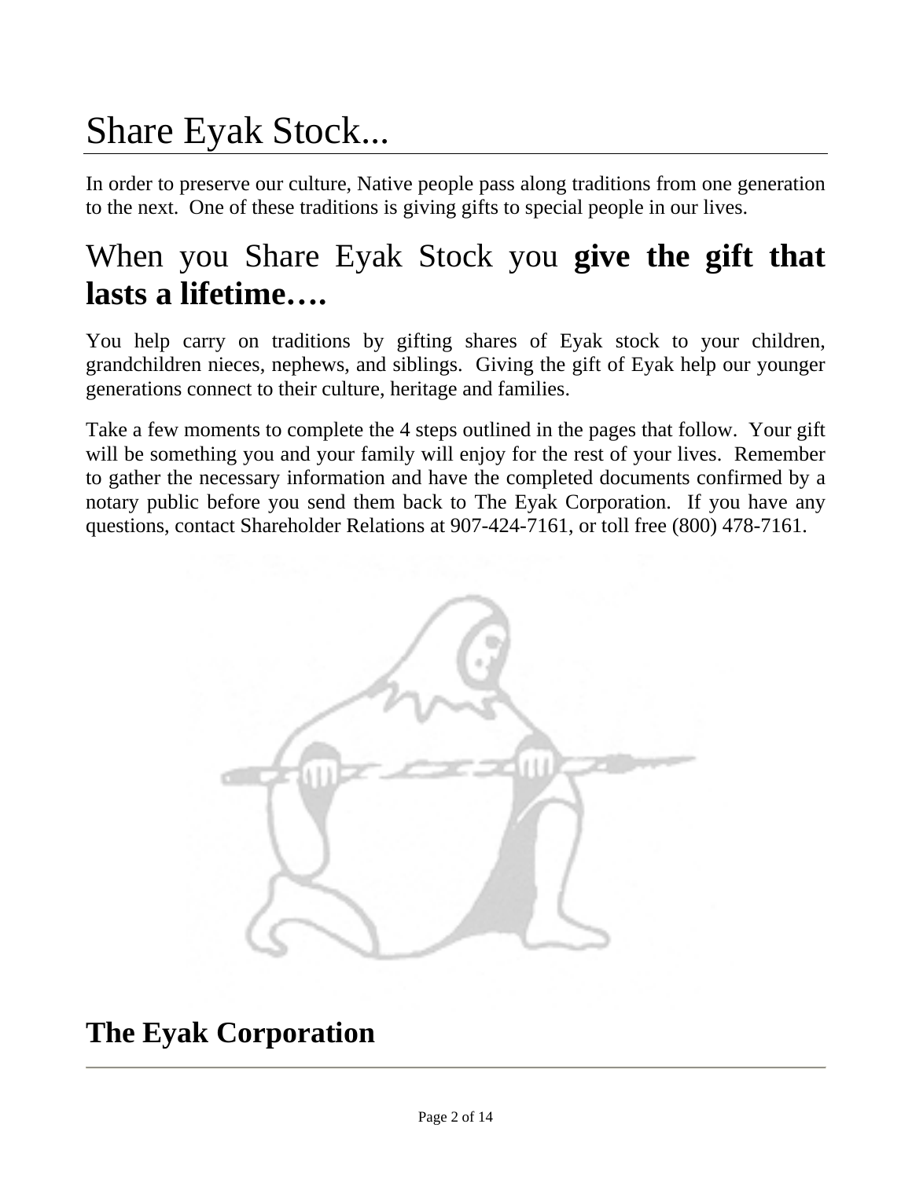# Share Eyak Stock...

In order to preserve our culture, Native people pass along traditions from one generation to the next. One of these traditions is giving gifts to special people in our lives.

## When you Share Eyak Stock you **give the gift that lasts a lifetime….**

You help carry on traditions by gifting shares of Eyak stock to your children, grandchildren nieces, nephews, and siblings. Giving the gift of Eyak help our younger generations connect to their culture, heritage and families.

Take a few moments to complete the 4 steps outlined in the pages that follow. Your gift will be something you and your family will enjoy for the rest of your lives. Remember to gather the necessary information and have the completed documents confirmed by a notary public before you send them back to The Eyak Corporation. If you have any questions, contact Shareholder Relations at 907-424-7161, or toll free (800) 478-7161.

**The Eyak Corporation**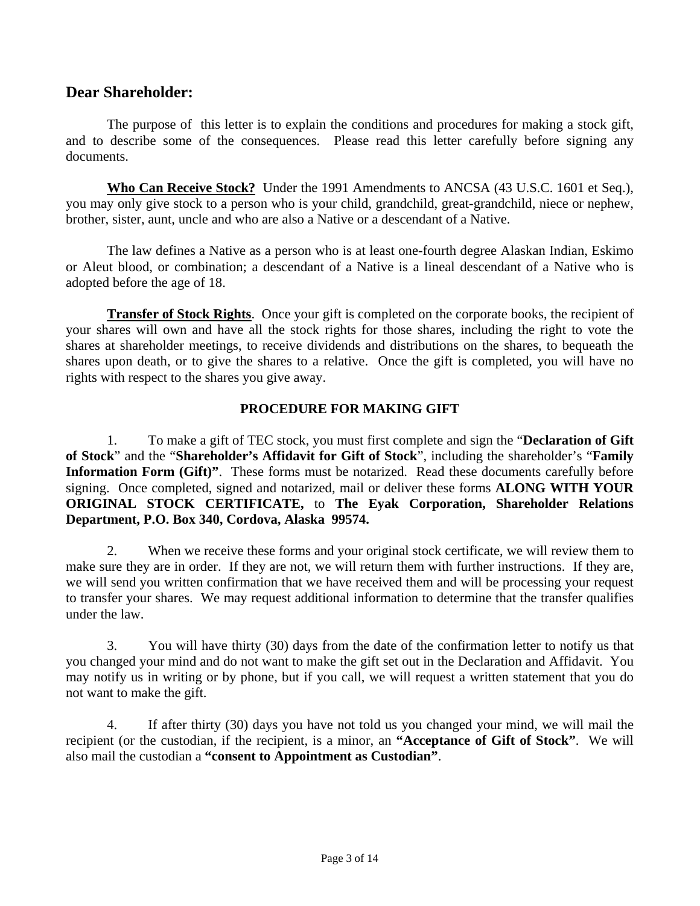## Dear Shareholder:

The purpose of this letter is to explain the conditions and procedures for making a stock gift, and to describe some of the consequences. Please read this letter carefully before signing any documents.

**Who Can Receive Stock?** Under the 1991 Amendments to ANCSA (43 U.S.C. 1601 et Seq.), you may only give stock to a person who is your child, grandchild, great-grandchild, niece or nephew, brother, sister, aunt, uncle and who are also a Native or a descendant of a Native.

The law defines a Native as a person who is at least one-fourth degree Alaskan Indian, Eskimo or Aleut blood, or combination; a descendant of a Native is a lineal descendant of a Native who is adopted before the age of 18.

**Transfer of Stock Rights**. Once your gift is completed on the corporate books, the recipient of your shares will own and have all the stock rights for those shares, including the right to vote the shares at shareholder meetings, to receive dividends and distributions on the shares, to bequeath the shares upon death, or to give the shares to a relative. Once the gift is completed, you will have no rights with respect to the shares you give away.

### PROCEDURE FOR MAKING GIFT

1. To make a gift of TEC stock, you must first complete and sign the "**Declaration of Gift of Stock**" and the "**Shareholder's Affidavit for Gift of Stock**", including the shareholder's "**Family Information Form (Gift)"**. These forms must be notarized. Read these documents carefully before signing. Once completed, signed and notarized, mail or deliver these forms **ALONG WITH YOUR ORIGINAL STOCK CERTIFICATE,** to **The Eyak Corporation, Shareholder Relations Department, P.O. Box 340, Cordova, Alaska 99574.**

2. When we receive these forms and your original stock certificate, we will review them to make sure they are in order. If they are not, we will return them with further instructions. If they are, we will send you written confirmation that we have received them and will be processing your request to transfer your shares. We may request additional information to determine that the transfer qualifies under the law.

3. You will have thirty (30) days from the date of the confirmation letter to notify us that you changed your mind and do not want to make the gift set out in the Declaration and Affidavit. You may notify us in writing or by phone, but if you call, we will request a written statement that you do not want to make the gift.

4. If after thirty (30) days you have not told us you changed your mind, we will mail the recipient (or the custodian, if the recipient, is a minor, an **"Acceptance of Gift of Stock"**. We will also mail the custodian a **"consent to Appointment as Custodian"**.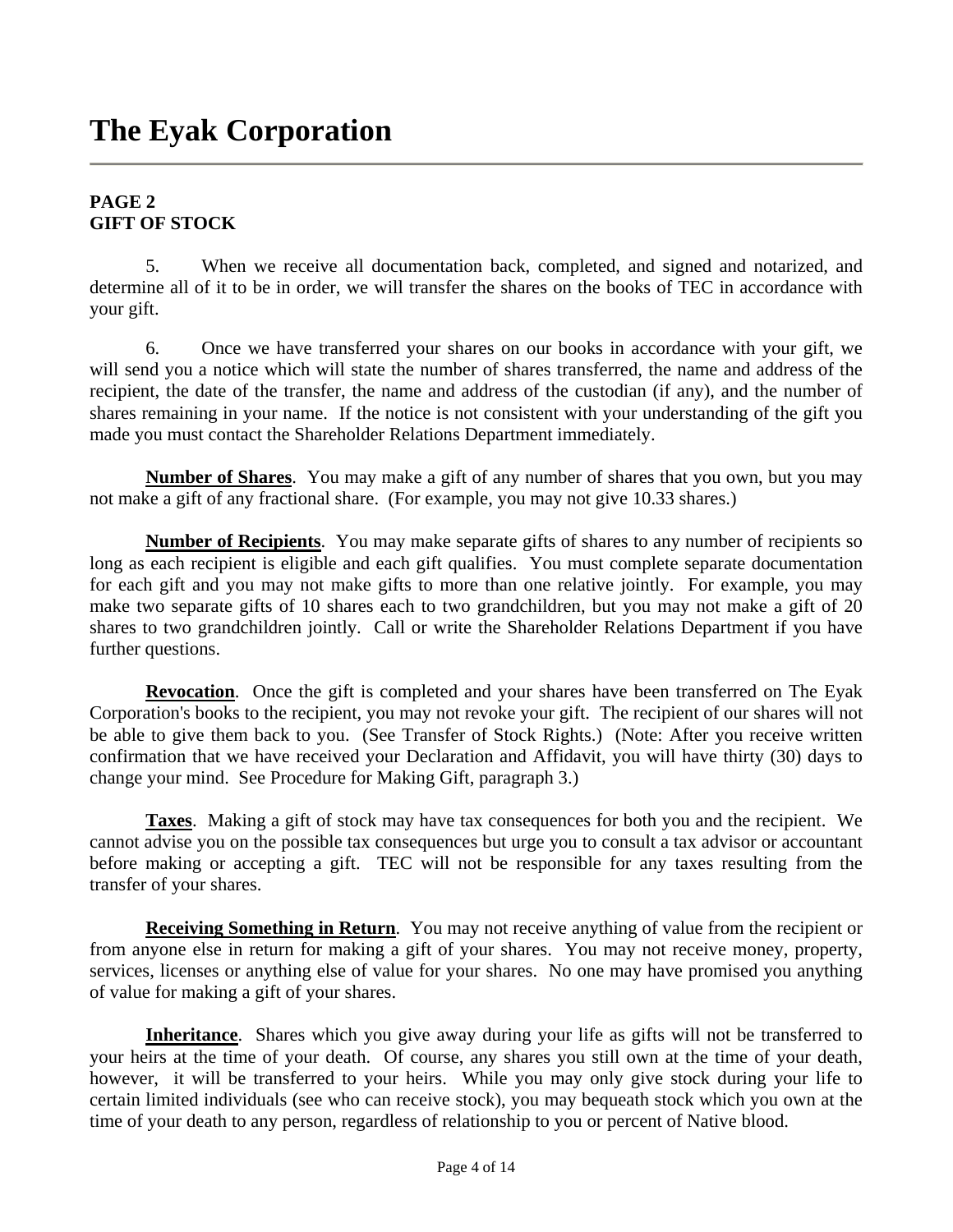# The Eyak Corporation

**PAGE 2**
**GIFT OF STOCK**

5. When we receive all documentation back, completed, and signed and notarized, and determine all of it to be in order, we will transfer the shares on the books of TEC in accordance with your gift.

6. Once we have transferred your shares on our books in accordance with your gift, we will send you a notice which will state the number of shares transferred, the name and address of the recipient, the date of the transfer, the name and address of the custodian (if any), and the number of shares remaining in your name. If the notice is not consistent with your understanding of the gift you made you must contact the Shareholder Relations Department immediately.

**Number of Shares**. You may make a gift of any number of shares that you own, but you may not make a gift of any fractional share. (For example, you may not give 10.33 shares.)

**Number of Recipients**. You may make separate gifts of shares to any number of recipients so long as each recipient is eligible and each gift qualifies. You must complete separate documentation for each gift and you may not make gifts to more than one relative jointly. For example, you may make two separate gifts of 10 shares each to two grandchildren, but you may not make a gift of 20 shares to two grandchildren jointly. Call or write the Shareholder Relations Department if you have further questions.

**Revocation**. Once the gift is completed and your shares have been transferred on The Eyak Corporation's books to the recipient, you may not revoke your gift. The recipient of our shares will not be able to give them back to you. (See Transfer of Stock Rights.) (Note: After you receive written confirmation that we have received your Declaration and Affidavit, you will have thirty (30) days to change your mind. See Procedure for Making Gift, paragraph 3.)

**Taxes**. Making a gift of stock may have tax consequences for both you and the recipient. We cannot advise you on the possible tax consequences but urge you to consult a tax advisor or accountant before making or accepting a gift. TEC will not be responsible for any taxes resulting from the transfer of your shares.

**Receiving Something in Return**. You may not receive anything of value from the recipient or from anyone else in return for making a gift of your shares. You may not receive money, property, services, licenses or anything else of value for your shares. No one may have promised you anything of value for making a gift of your shares.

**Inheritance**. Shares which you give away during your life as gifts will not be transferred to your heirs at the time of your death. Of course, any shares you still own at the time of your death, however, it will be transferred to your heirs. While you may only give stock during your life to certain limited individuals (see who can receive stock), you may bequeath stock which you own at the time of your death to any person, regardless of relationship to you or percent of Native blood.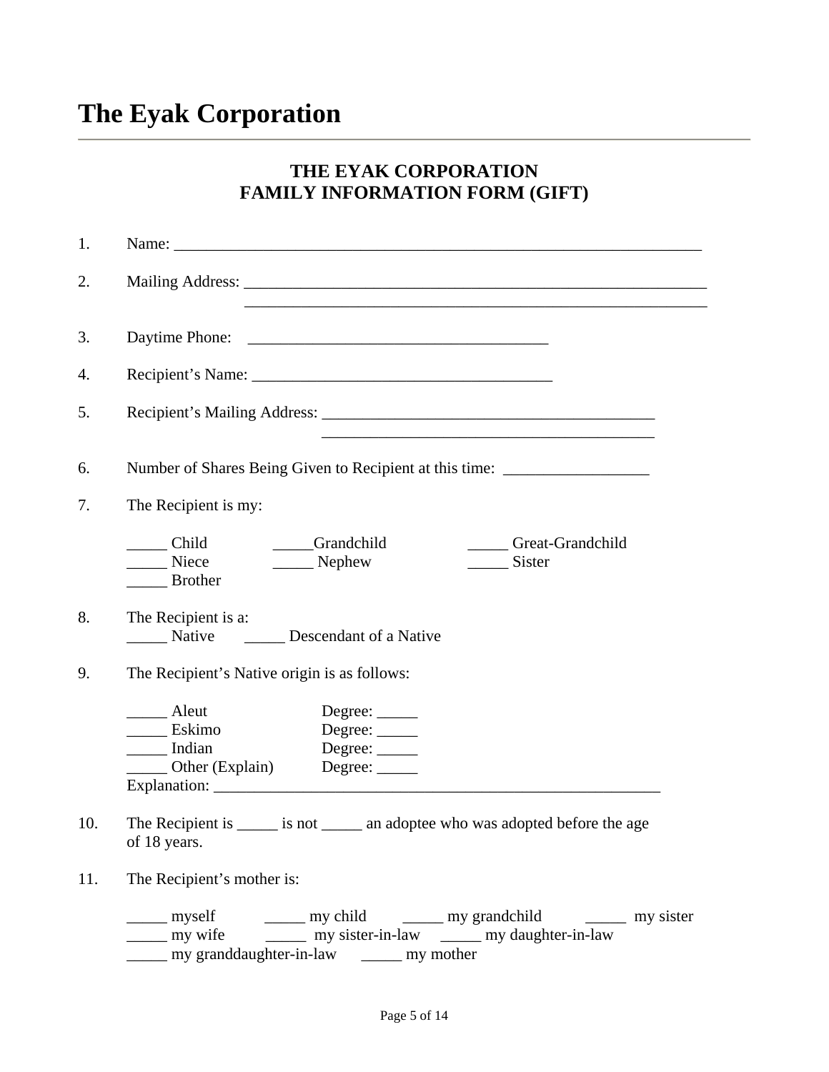# The Eyak Corporation

## THE EYAK CORPORATION
## FAMILY INFORMATION FORM (GIFT)

1. Name: ______________________________________________________________________

2. Mailing Address: ____________________________________________________________
   ____________________________________________________________

3. Daytime Phone: _______________________________________

4. Recipient's Name: _______________________________________

5. Recipient's Mailing Address: ____________________________________________
   ____________________________________________

6. Number of Shares Being Given to Recipient at this time: __________________

7. The Recipient is my:

   _____ Child     _____Grandchild     _____ Great-Grandchild
   _____ Niece     _____ Nephew     _____ Sister
   _____ Brother

8. The Recipient is a:
   _____ Native     _____ Descendant of a Native

9. The Recipient's Native origin is as follows:

   _____ Aleut     Degree: _____
   _____ Eskimo     Degree: _____
   _____ Indian     Degree: _____
   _____ Other (Explain)     Degree: _____
   Explanation: ____________________________________________________________

10. The Recipient is _____ is not _____ an adoptee who was adopted before the age of 18 years.

11. The Recipient's mother is:

    _____ myself     _____ my child     _____ my grandchild     _____ my sister
    _____ my wife     _____ my sister-in-law     _____ my daughter-in-law
    _____ my granddaughter-in-law     _____ my mother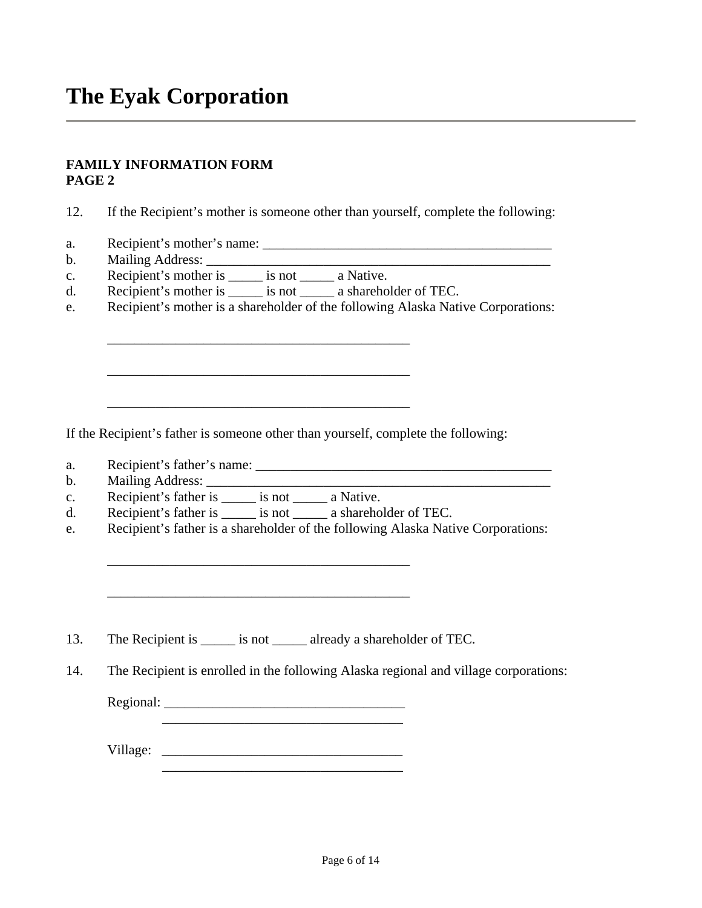# The Eyak Corporation

**FAMILY INFORMATION FORM**
**PAGE 2**

12. If the Recipient's mother is someone other than yourself, complete the following:

a. Recipient's mother's name: ___________________________________________
b. Mailing Address: ____________________________________________________
c. Recipient's mother is _____ is not _____ a Native.
d. Recipient's mother is _____ is not _____ a shareholder of TEC.
e. Recipient's mother is a shareholder of the following Alaska Native Corporations:

_____________________________________________

_____________________________________________

_____________________________________________

If the Recipient's father is someone other than yourself, complete the following:

a. Recipient's father's name: ____________________________________________
b. Mailing Address: ____________________________________________________
c. Recipient's father is _____ is not _____ a Native.
d. Recipient's father is _____ is not _____ a shareholder of TEC.
e. Recipient's father is a shareholder of the following Alaska Native Corporations:

_____________________________________________

_____________________________________________

13. The Recipient is _____ is not _____ already a shareholder of TEC.

14. The Recipient is enrolled in the following Alaska regional and village corporations:

Regional: ____________________________________
____________________________________

Village: ____________________________________
____________________________________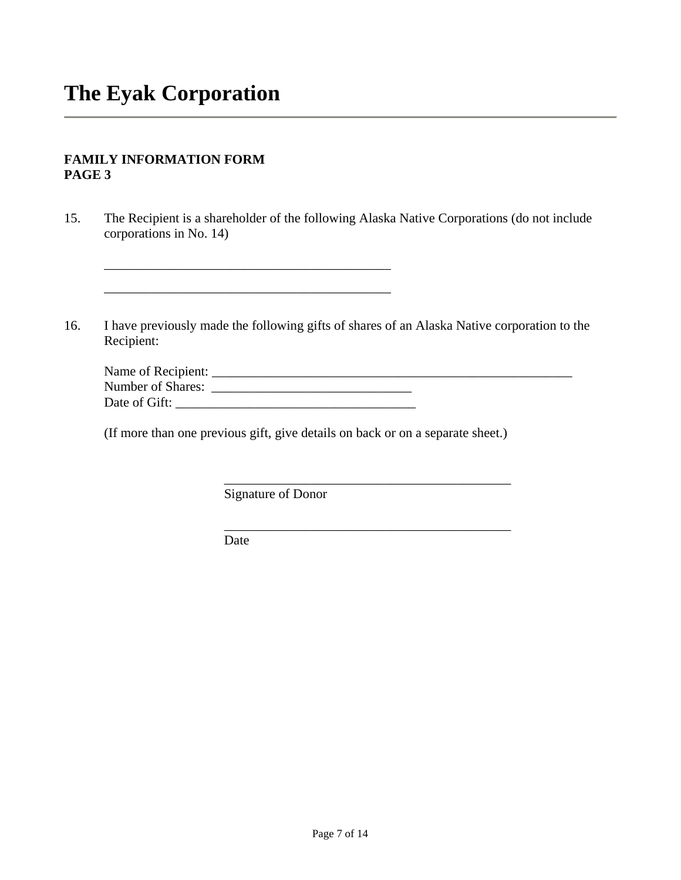# The Eyak Corporation

**FAMILY INFORMATION FORM**
**PAGE 3**

15. The Recipient is a shareholder of the following Alaska Native Corporations (do not include corporations in No. 14)

    ___________________________________________

    ___________________________________________

16. I have previously made the following gifts of shares of an Alaska Native corporation to the Recipient:

    Name of Recipient: ______________________________________________________
    Number of Shares: ______________________________
    Date of Gift: ___________________________________

    (If more than one previous gift, give details on back or on a separate sheet.)

___________________________________________
Signature of Donor

___________________________________________
Date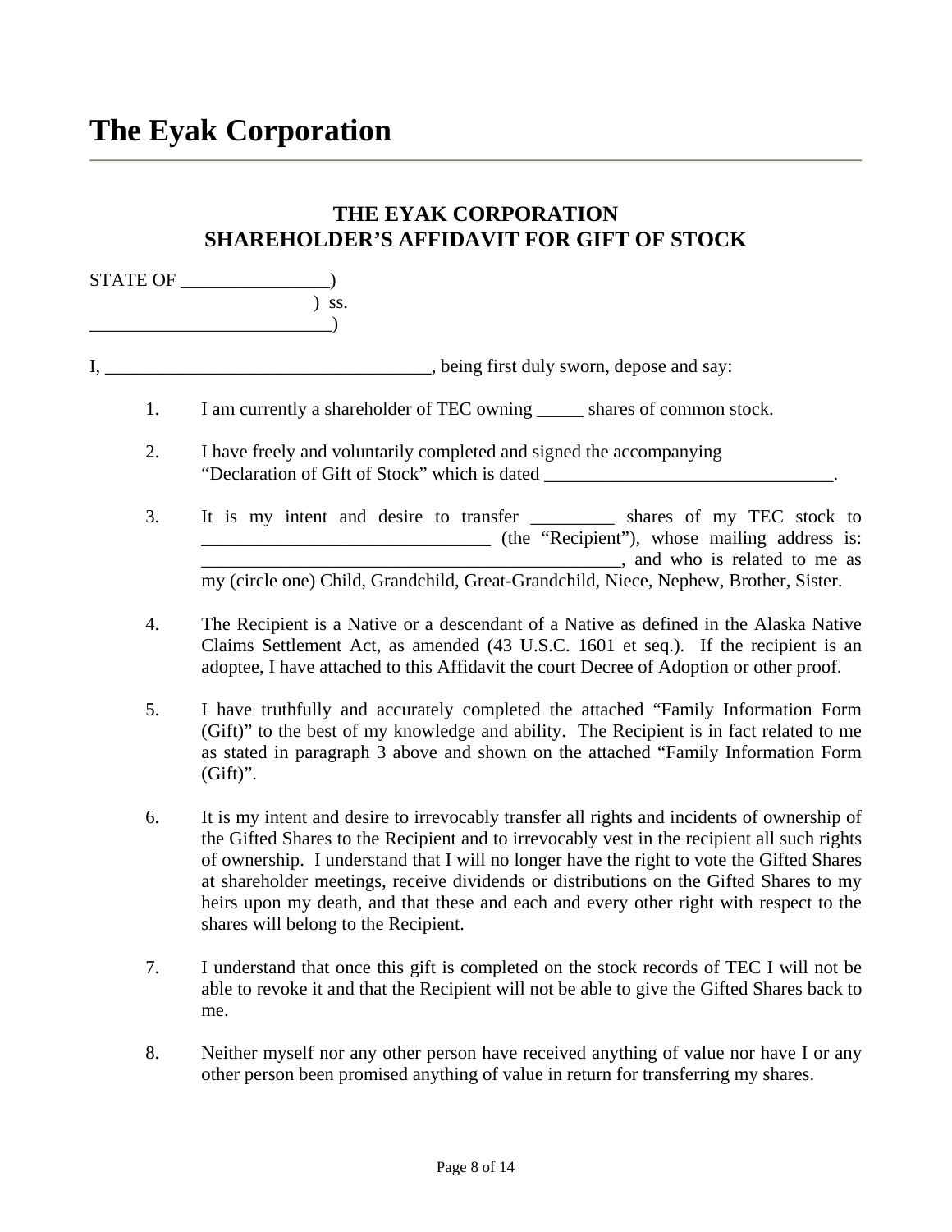# The Eyak Corporation

## THE EYAK CORPORATION
## SHAREHOLDER'S AFFIDAVIT FOR GIFT OF STOCK

STATE OF ________________)
                                                  ) ss.
__________________________)

I, ___________________________________, being first duly sworn, depose and say:

1. I am currently a shareholder of TEC owning _____ shares of common stock.

2. I have freely and voluntarily completed and signed the accompanying "Declaration of Gift of Stock" which is dated _______________________________.

3. It is my intent and desire to transfer _________ shares of my TEC stock to _______________________________ (the "Recipient"), whose mailing address is: ______________________________________________, and who is related to me as my (circle one) Child, Grandchild, Great-Grandchild, Niece, Nephew, Brother, Sister.

4. The Recipient is a Native or a descendant of a Native as defined in the Alaska Native Claims Settlement Act, as amended (43 U.S.C. 1601 et seq.). If the recipient is an adoptee, I have attached to this Affidavit the court Decree of Adoption or other proof.

5. I have truthfully and accurately completed the attached "Family Information Form (Gift)" to the best of my knowledge and ability. The Recipient is in fact related to me as stated in paragraph 3 above and shown on the attached "Family Information Form (Gift)".

6. It is my intent and desire to irrevocably transfer all rights and incidents of ownership of the Gifted Shares to the Recipient and to irrevocably vest in the recipient all such rights of ownership. I understand that I will no longer have the right to vote the Gifted Shares at shareholder meetings, receive dividends or distributions on the Gifted Shares to my heirs upon my death, and that these and each and every other right with respect to the shares will belong to the Recipient.

7. I understand that once this gift is completed on the stock records of TEC I will not be able to revoke it and that the Recipient will not be able to give the Gifted Shares back to me.

8. Neither myself nor any other person have received anything of value nor have I or any other person been promised anything of value in return for transferring my shares.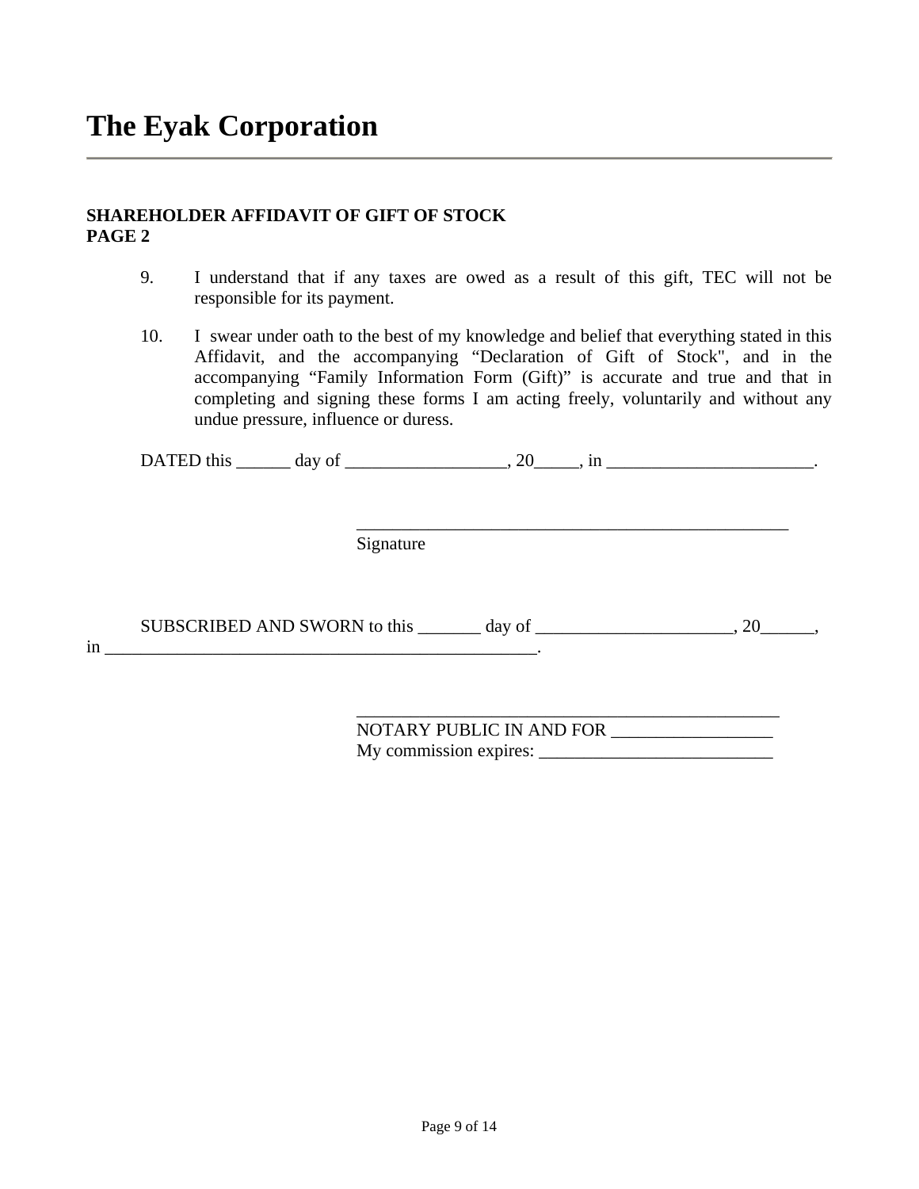# The Eyak Corporation

**SHAREHOLDER AFFIDAVIT OF GIFT OF STOCK**
**PAGE 2**

9. I understand that if any taxes are owed as a result of this gift, TEC will not be responsible for its payment.

10. I swear under oath to the best of my knowledge and belief that everything stated in this Affidavit, and the accompanying "Declaration of Gift of Stock", and in the accompanying "Family Information Form (Gift)" is accurate and true and that in completing and signing these forms I am acting freely, voluntarily and without any undue pressure, influence or duress.

DATED this ______ day of __________________, 20_____, in _______________________.

__________________________________________________
Signature

SUBSCRIBED AND SWORN to this _______ day of ______________________, 20______, in ___________________________________________________.

________________________________________________
NOTARY PUBLIC IN AND FOR __________________
My commission expires: __________________________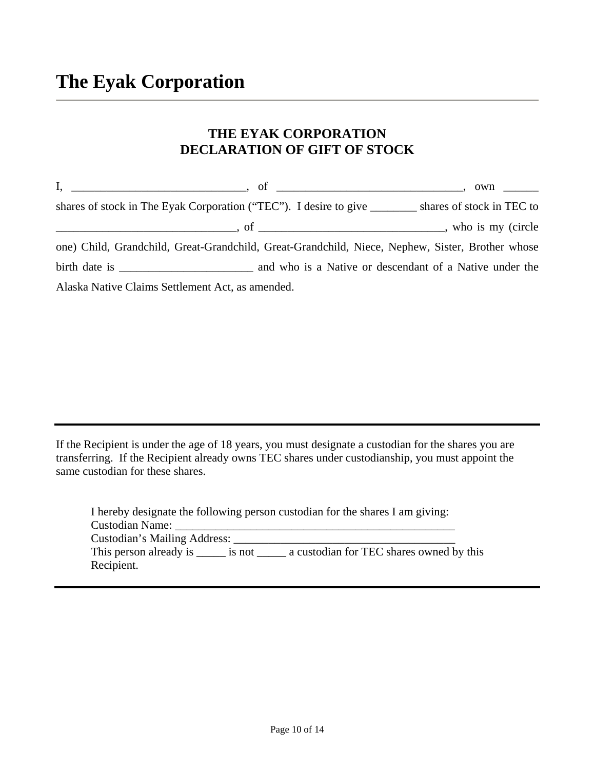# The Eyak Corporation

---

## THE EYAK CORPORATION
## DECLARATION OF GIFT OF STOCK

I, ______________________________, of ________________________________, own ______ shares of stock in The Eyak Corporation ("TEC"). I desire to give ________ shares of stock in TEC to _______________________________, of ________________________________, who is my (circle one) Child, Grandchild, Great-Grandchild, Great-Grandchild, Niece, Nephew, Sister, Brother whose birth date is _______________________ and who is a Native or descendant of a Native under the Alaska Native Claims Settlement Act, as amended.

---

If the Recipient is under the age of 18 years, you must designate a custodian for the shares you are transferring. If the Recipient already owns TEC shares under custodianship, you must appoint the same custodian for these shares.

> I hereby designate the following person custodian for the shares I am giving:
> Custodian Name: _________________________________________________
> Custodian's Mailing Address: ______________________________________
> This person already is _____ is not _____ a custodian for TEC shares owned by this Recipient.

---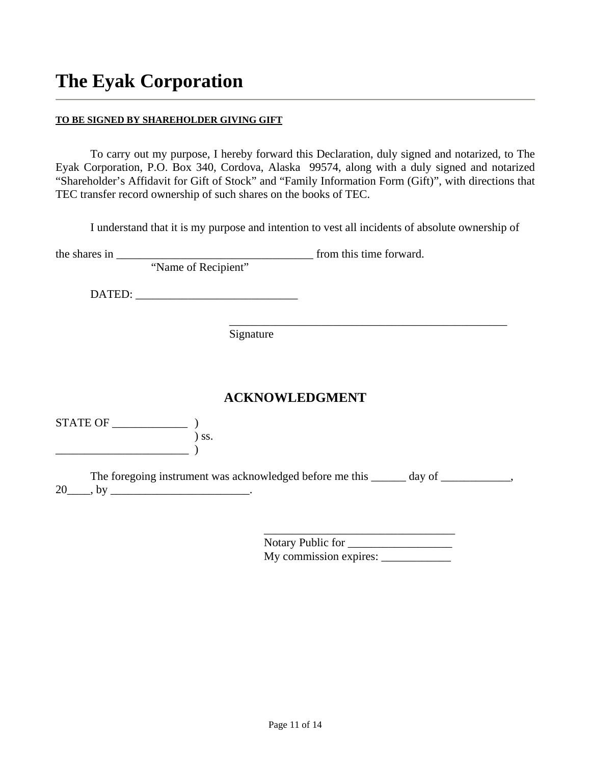# The Eyak Corporation

**TO BE SIGNED BY SHAREHOLDER GIVING GIFT**

To carry out my purpose, I hereby forward this Declaration, duly signed and notarized, to The Eyak Corporation, P.O. Box 340, Cordova, Alaska 99574, along with a duly signed and notarized "Shareholder's Affidavit for Gift of Stock" and "Family Information Form (Gift)", with directions that TEC transfer record ownership of such shares on the books of TEC.

I understand that it is my purpose and intention to vest all incidents of absolute ownership of

the shares in __________________________________ from this time forward.
"Name of Recipient"

DATED: ____________________________

__________________________________________________
Signature

## ACKNOWLEDGMENT

STATE OF _____________ )
) ss.
_______________________ )

The foregoing instrument was acknowledged before me this ______ day of ____________, 20____, by ________________________.

_________________________________
Notary Public for __________________
My commission expires: ____________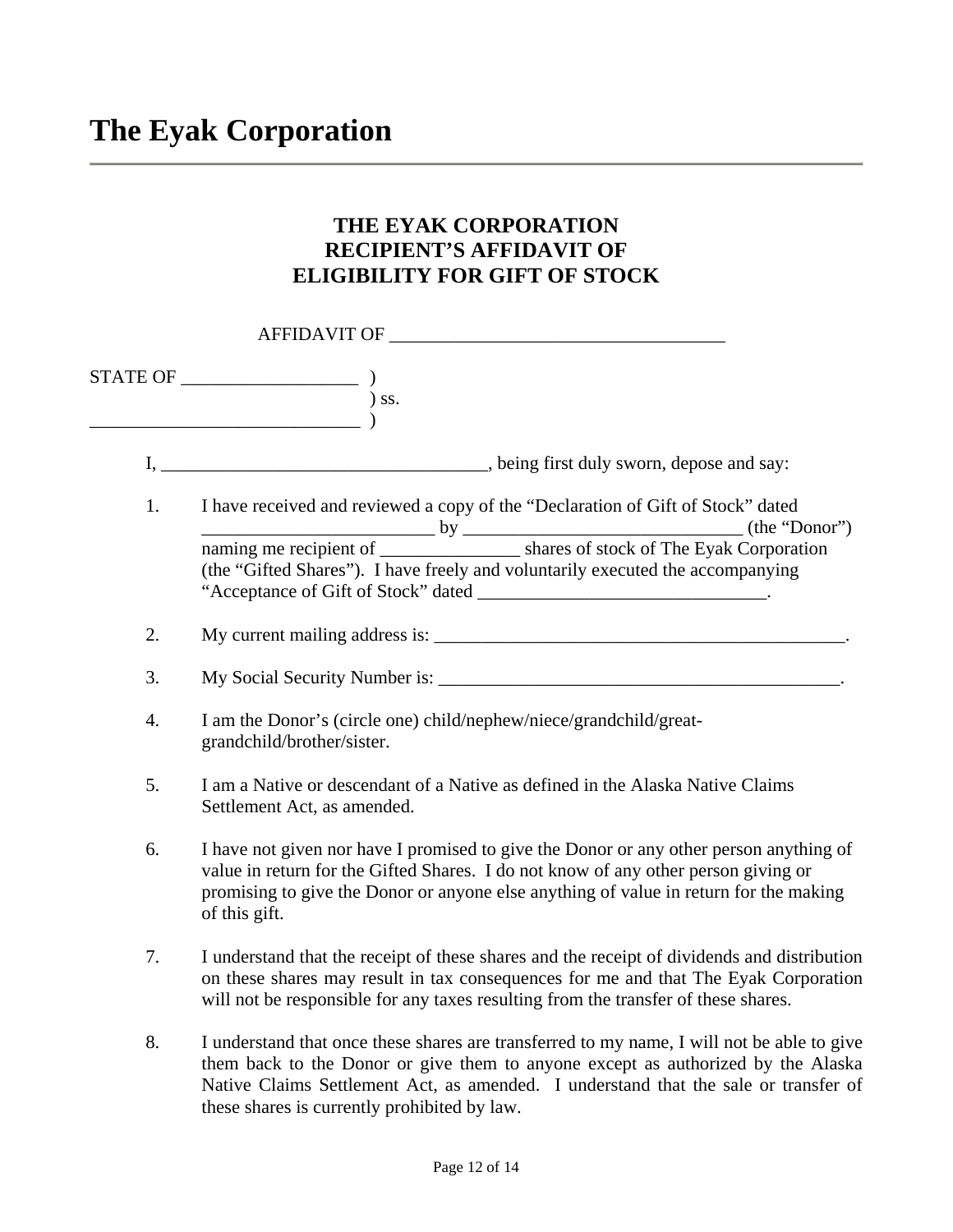# The Eyak Corporation

---

**THE EYAK CORPORATION**
**RECIPIENT'S AFFIDAVIT OF**
**ELIGIBILITY FOR GIFT OF STOCK**

AFFIDAVIT OF ____________________________________

STATE OF ___________________ )
) ss.
_____________________________ )

I, ___________________________________, being first duly sworn, depose and say:

1. I have received and reviewed a copy of the "Declaration of Gift of Stock" dated _________________________ by ______________________________ (the "Donor") naming me recipient of _______________ shares of stock of The Eyak Corporation (the "Gifted Shares"). I have freely and voluntarily executed the accompanying "Acceptance of Gift of Stock" dated _______________________________.

2. My current mailing address is: ______________________________________________.

3. My Social Security Number is: _____________________________________________.

4. I am the Donor's (circle one) child/nephew/niece/grandchild/great-grandchild/brother/sister.

5. I am a Native or descendant of a Native as defined in the Alaska Native Claims Settlement Act, as amended.

6. I have not given nor have I promised to give the Donor or any other person anything of value in return for the Gifted Shares. I do not know of any other person giving or promising to give the Donor or anyone else anything of value in return for the making of this gift.

7. I understand that the receipt of these shares and the receipt of dividends and distribution on these shares may result in tax consequences for me and that The Eyak Corporation will not be responsible for any taxes resulting from the transfer of these shares.

8. I understand that once these shares are transferred to my name, I will not be able to give them back to the Donor or give them to anyone except as authorized by the Alaska Native Claims Settlement Act, as amended. I understand that the sale or transfer of these shares is currently prohibited by law.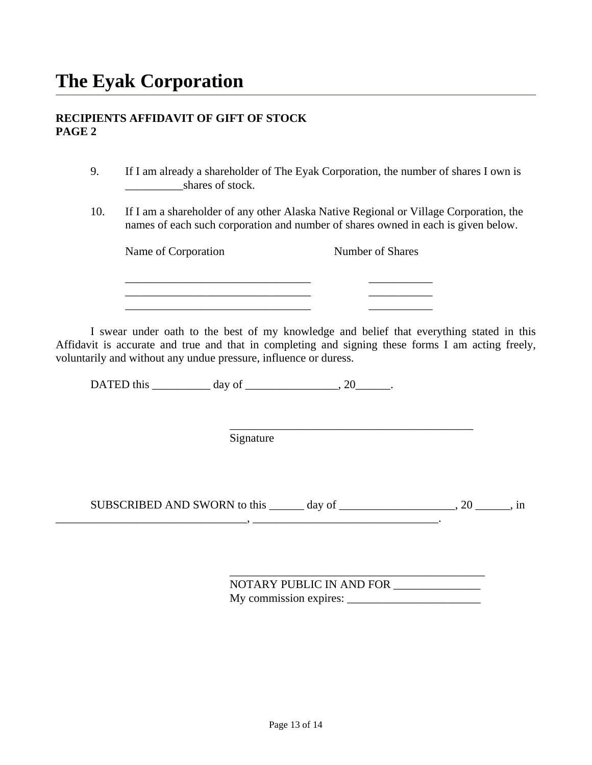# The Eyak Corporation

**RECIPIENTS AFFIDAVIT OF GIFT OF STOCK**
**PAGE 2**

9. If I am already a shareholder of The Eyak Corporation, the number of shares I own is __________shares of stock.

10. If I am a shareholder of any other Alaska Native Regional or Village Corporation, the names of each such corporation and number of shares owned in each is given below.

| Name of Corporation | Number of Shares |
| --- | --- |
| ________________________________ | ___________ |
| ________________________________ | ___________ |
| ________________________________ | ___________ |

I swear under oath to the best of my knowledge and belief that everything stated in this Affidavit is accurate and true and that in completing and signing these forms I am acting freely, voluntarily and without any undue pressure, influence or duress.

DATED this __________ day of ________________, 20______.

___________________________________________
Signature

SUBSCRIBED AND SWORN to this ______ day of ____________________, 20 ______, in __________________________________, _________________________________.

_____________________________________________
NOTARY PUBLIC IN AND FOR _______________
My commission expires: _______________________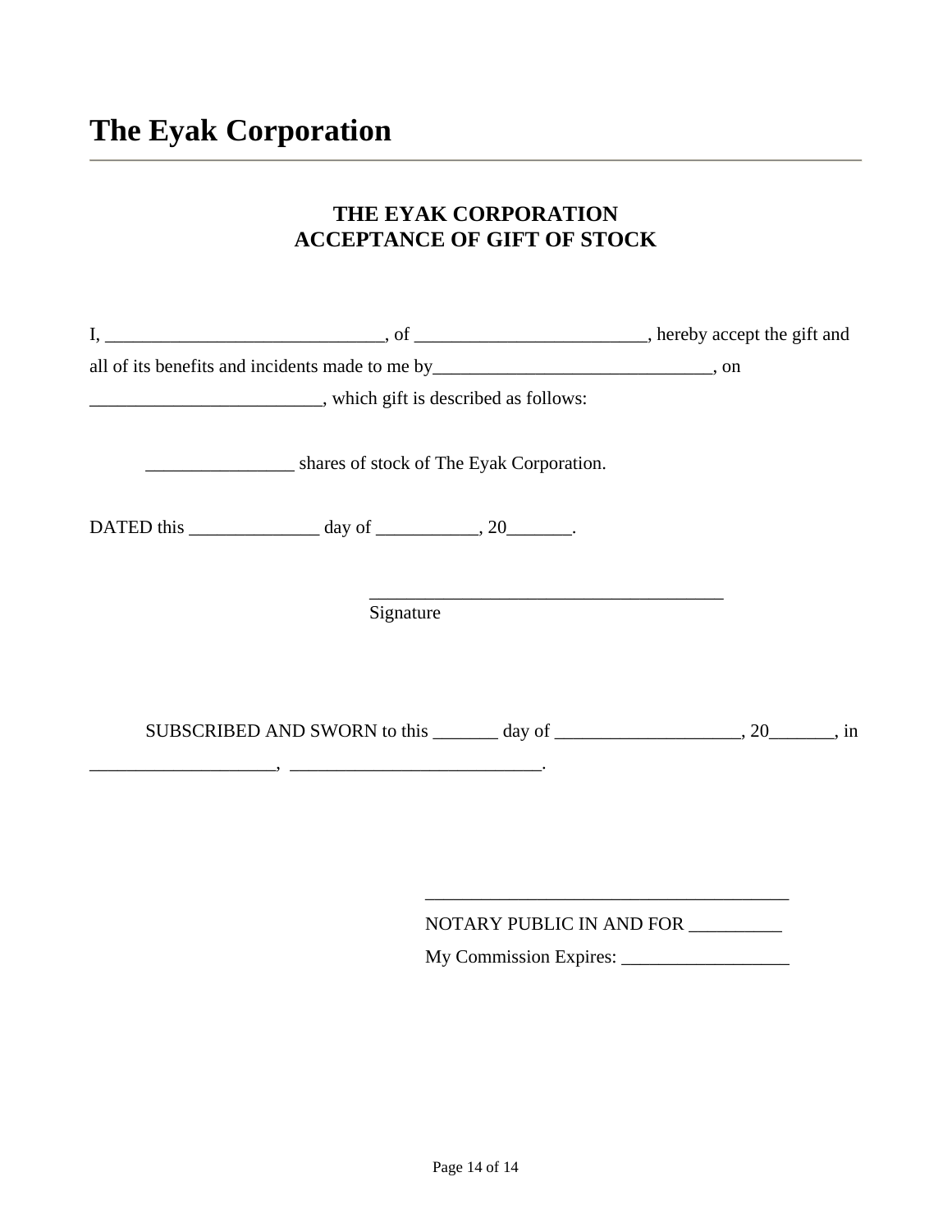# The Eyak Corporation

## THE EYAK CORPORATION
## ACCEPTANCE OF GIFT OF STOCK

I, _______________________________, of _________________________, hereby accept the gift and all of its benefits and incidents made to me by_______________________________, on _________________________, which gift is described as follows:

________________ shares of stock of The Eyak Corporation.

DATED this ______________ day of ___________, 20_______.

_______________________________________
Signature

SUBSCRIBED AND SWORN to this _______ day of ____________________, 20_______, in ____________________, ___________________________.

_______________________________________
NOTARY PUBLIC IN AND FOR __________
My Commission Expires: __________________